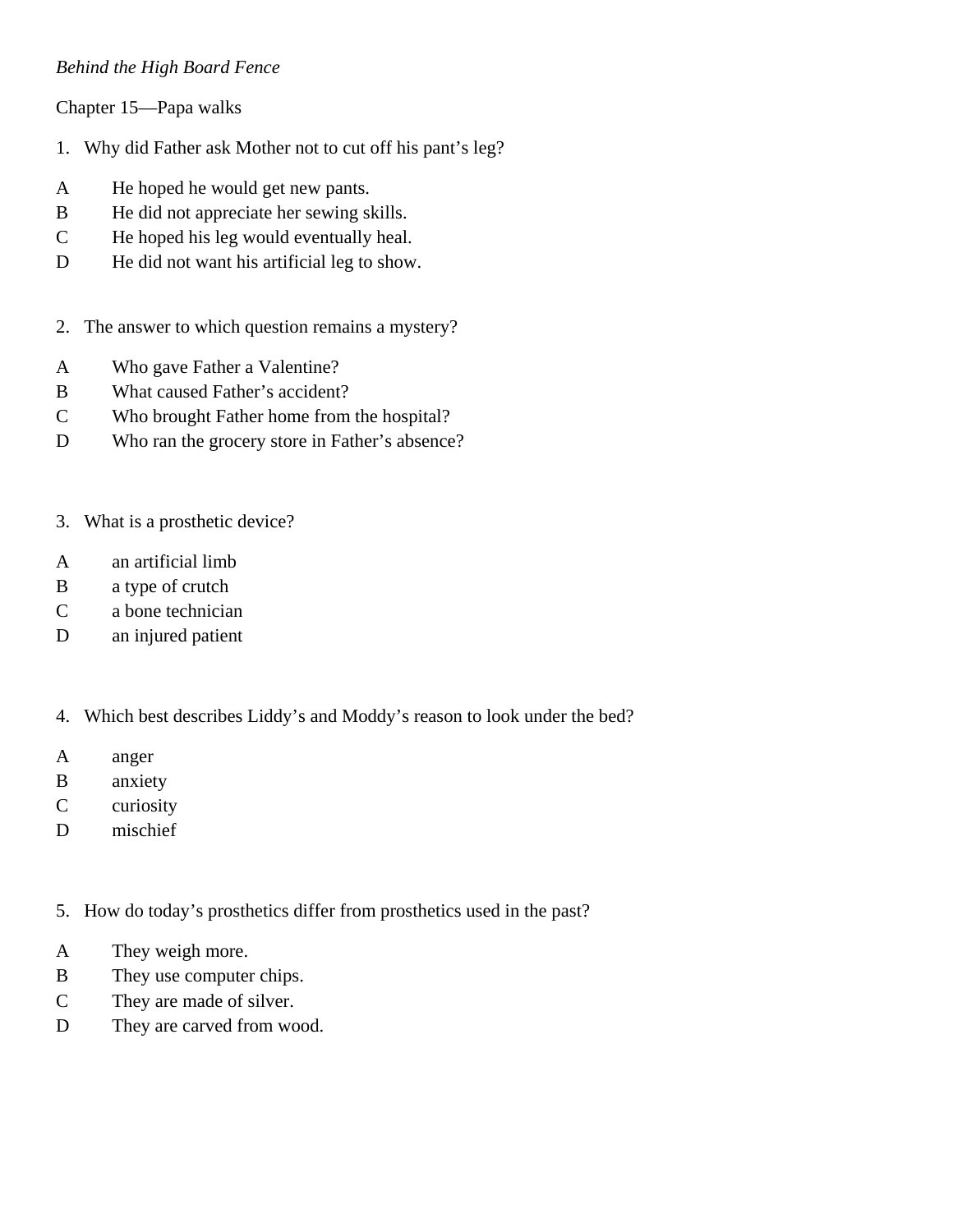*Behind the High Board Fence*

Chapter 15—Papa walks

1. Why did Father ask Mother not to cut off his pant's leg?

A He hoped he would get new pants.
B He did not appreciate her sewing skills.
C He hoped his leg would eventually heal.
D He did not want his artificial leg to show.

2. The answer to which question remains a mystery?

A Who gave Father a Valentine?
B What caused Father's accident?
C Who brought Father home from the hospital?
D Who ran the grocery store in Father's absence?

3. What is a prosthetic device?

A an artificial limb
B a type of crutch
C a bone technician
D an injured patient

4. Which best describes Liddy's and Moddy's reason to look under the bed?

A anger
B anxiety
C curiosity
D mischief

5. How do today's prosthetics differ from prosthetics used in the past?

A They weigh more.
B They use computer chips.
C They are made of silver.
D They are carved from wood.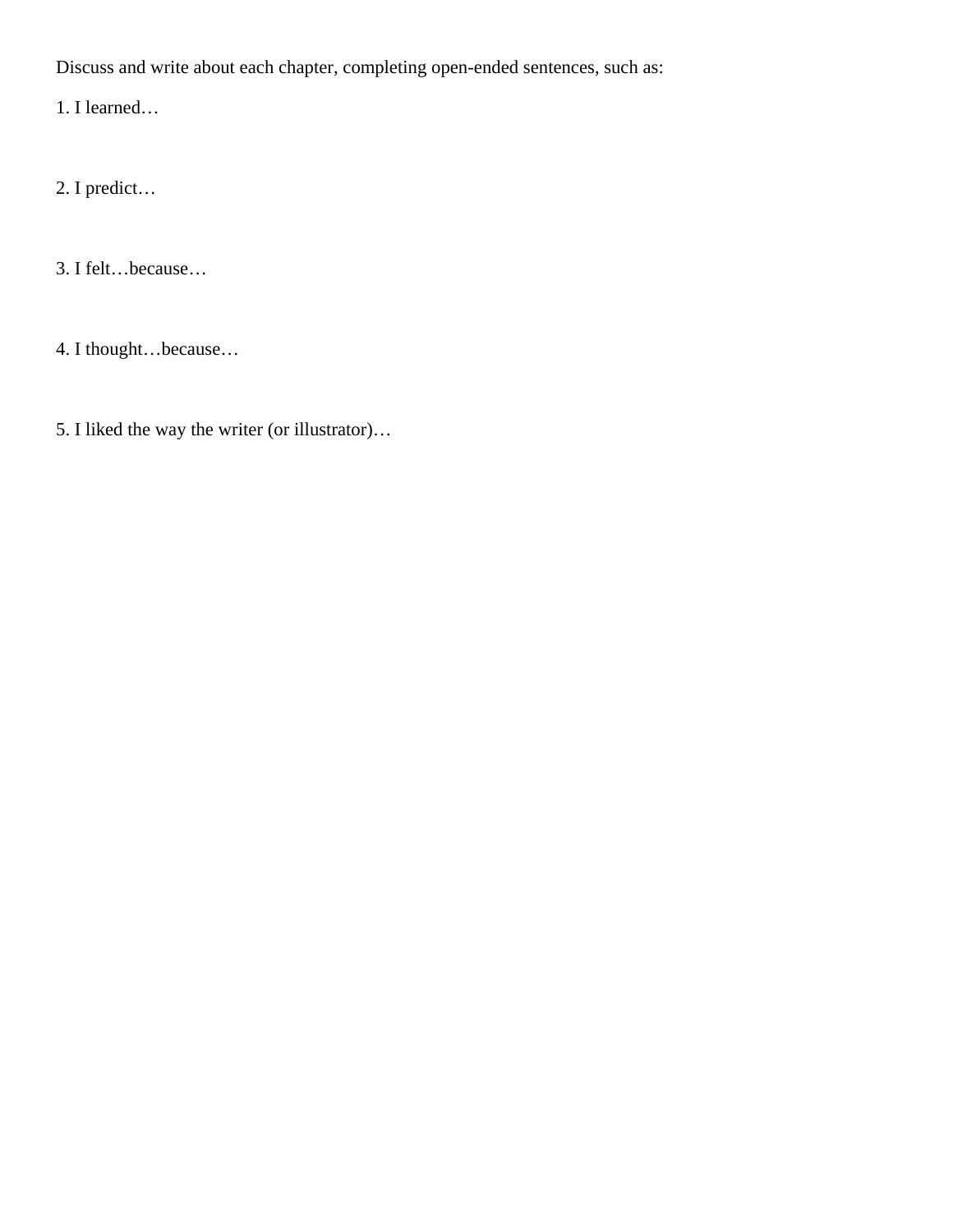Discuss and write about each chapter, completing open-ended sentences, such as:

1. I learned…

2. I predict…

3. I felt…because…

4. I thought…because…

5. I liked the way the writer (or illustrator)…